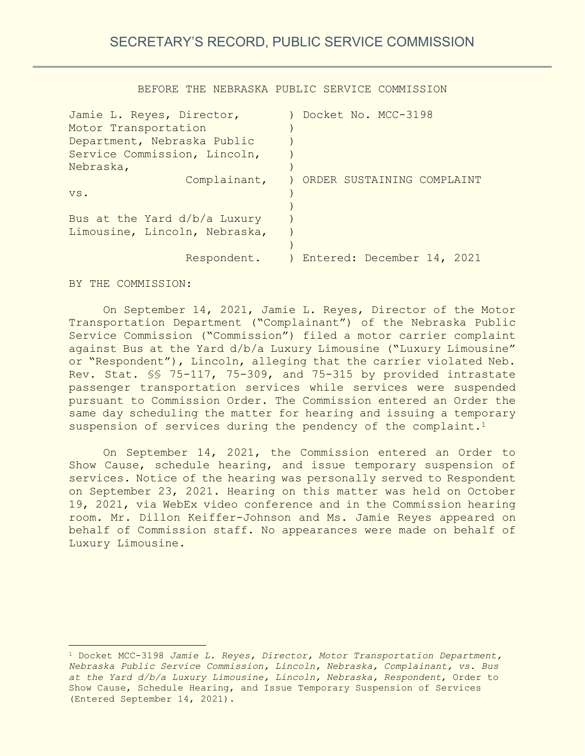SECRETARY'S RECORD, PUBLIC SERVICE COMMISSION

BEFORE THE NEBRASKA PUBLIC SERVICE COMMISSION

| | |
|---|---|
| Jamie L. Reyes, Director, Motor Transportation Department, Nebraska Public Service Commission, Lincoln, Nebraska, | Docket No. MCC-3198 |
| Complainant, | ORDER SUSTAINING COMPLAINT |
| vs. | |
| Bus at the Yard d/b/a Luxury Limousine, Lincoln, Nebraska, | |
| Respondent. | Entered: December 14, 2021 |

BY THE COMMISSION:

On September 14, 2021, Jamie L. Reyes, Director of the Motor Transportation Department ("Complainant") of the Nebraska Public Service Commission ("Commission") filed a motor carrier complaint against Bus at the Yard d/b/a Luxury Limousine ("Luxury Limousine" or "Respondent"), Lincoln, alleging that the carrier violated Neb. Rev. Stat. §§ 75-117, 75-309, and 75-315 by provided intrastate passenger transportation services while services were suspended pursuant to Commission Order. The Commission entered an Order the same day scheduling the matter for hearing and issuing a temporary suspension of services during the pendency of the complaint.[1]

On September 14, 2021, the Commission entered an Order to Show Cause, schedule hearing, and issue temporary suspension of services. Notice of the hearing was personally served to Respondent on September 23, 2021. Hearing on this matter was held on October 19, 2021, via WebEx video conference and in the Commission hearing room. Mr. Dillon Keiffer-Johnson and Ms. Jamie Reyes appeared on behalf of Commission staff. No appearances were made on behalf of Luxury Limousine.

[1] Docket MCC-3198 *Jamie L. Reyes, Director, Motor Transportation Department, Nebraska Public Service Commission, Lincoln, Nebraska, Complainant, vs. Bus at the Yard d/b/a Luxury Limousine, Lincoln, Nebraska, Respondent*, Order to Show Cause, Schedule Hearing, and Issue Temporary Suspension of Services (Entered September 14, 2021).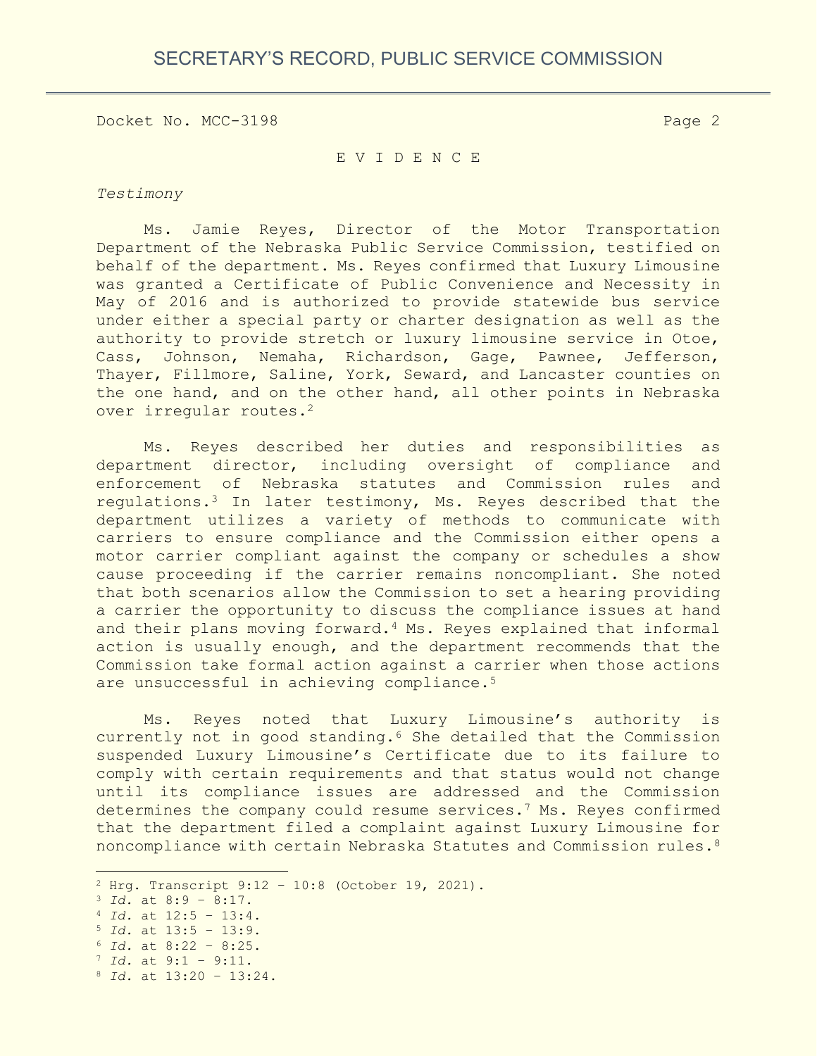Docket No. MCC-3198

E V I D E N C E

*Testimony*

Ms. Jamie Reyes, Director of the Motor Transportation Department of the Nebraska Public Service Commission, testified on behalf of the department. Ms. Reyes confirmed that Luxury Limousine was granted a Certificate of Public Convenience and Necessity in May of 2016 and is authorized to provide statewide bus service under either a special party or charter designation as well as the authority to provide stretch or luxury limousine service in Otoe, Cass, Johnson, Nemaha, Richardson, Gage, Pawnee, Jefferson, Thayer, Fillmore, Saline, York, Seward, and Lancaster counties on the one hand, and on the other hand, all other points in Nebraska over irregular routes.[2]

Ms. Reyes described her duties and responsibilities as department director, including oversight of compliance and enforcement of Nebraska statutes and Commission rules and regulations.[3] In later testimony, Ms. Reyes described that the department utilizes a variety of methods to communicate with carriers to ensure compliance and the Commission either opens a motor carrier compliant against the company or schedules a show cause proceeding if the carrier remains noncompliant. She noted that both scenarios allow the Commission to set a hearing providing a carrier the opportunity to discuss the compliance issues at hand and their plans moving forward.[4] Ms. Reyes explained that informal action is usually enough, and the department recommends that the Commission take formal action against a carrier when those actions are unsuccessful in achieving compliance.[5]

Ms. Reyes noted that Luxury Limousine's authority is currently not in good standing.[6] She detailed that the Commission suspended Luxury Limousine's Certificate due to its failure to comply with certain requirements and that status would not change until its compliance issues are addressed and the Commission determines the company could resume services.[7] Ms. Reyes confirmed that the department filed a complaint against Luxury Limousine for noncompliance with certain Nebraska Statutes and Commission rules.[8]

---

[2] Hrg. Transcript 9:12 – 10:8 (October 19, 2021).
[3] *Id.* at 8:9 – 8:17.
[4] *Id.* at 12:5 – 13:4.
[5] *Id.* at 13:5 – 13:9.
[6] *Id.* at 8:22 – 8:25.
[7] *Id.* at 9:1 – 9:11.
[8] *Id.* at 13:20 – 13:24.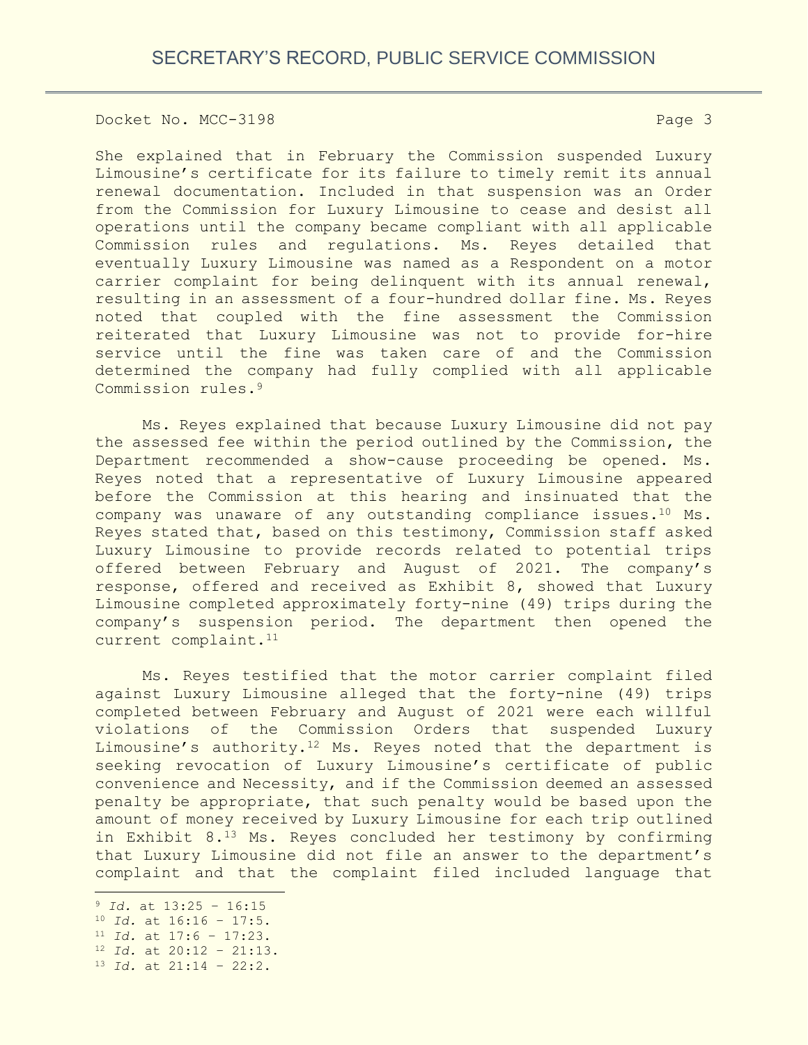Docket No. MCC-3198

She explained that in February the Commission suspended Luxury Limousine's certificate for its failure to timely remit its annual renewal documentation. Included in that suspension was an Order from the Commission for Luxury Limousine to cease and desist all operations until the company became compliant with all applicable Commission rules and regulations. Ms. Reyes detailed that eventually Luxury Limousine was named as a Respondent on a motor carrier complaint for being delinquent with its annual renewal, resulting in an assessment of a four-hundred dollar fine. Ms. Reyes noted that coupled with the fine assessment the Commission reiterated that Luxury Limousine was not to provide for-hire service until the fine was taken care of and the Commission determined the company had fully complied with all applicable Commission rules.[9]

Ms. Reyes explained that because Luxury Limousine did not pay the assessed fee within the period outlined by the Commission, the Department recommended a show-cause proceeding be opened. Ms. Reyes noted that a representative of Luxury Limousine appeared before the Commission at this hearing and insinuated that the company was unaware of any outstanding compliance issues.[10] Ms. Reyes stated that, based on this testimony, Commission staff asked Luxury Limousine to provide records related to potential trips offered between February and August of 2021. The company's response, offered and received as Exhibit 8, showed that Luxury Limousine completed approximately forty-nine (49) trips during the company's suspension period. The department then opened the current complaint.[11]

Ms. Reyes testified that the motor carrier complaint filed against Luxury Limousine alleged that the forty-nine (49) trips completed between February and August of 2021 were each willful violations of the Commission Orders that suspended Luxury Limousine's authority.[12] Ms. Reyes noted that the department is seeking revocation of Luxury Limousine's certificate of public convenience and Necessity, and if the Commission deemed an assessed penalty be appropriate, that such penalty would be based upon the amount of money received by Luxury Limousine for each trip outlined in Exhibit 8.[13] Ms. Reyes concluded her testimony by confirming that Luxury Limousine did not file an answer to the department's complaint and that the complaint filed included language that

---

[9] *Id.* at 13:25 – 16:15

[10] *Id.* at 16:16 – 17:5.

[11] *Id.* at 17:6 – 17:23.

[12] *Id.* at 20:12 – 21:13.

[13] *Id.* at 21:14 – 22:2.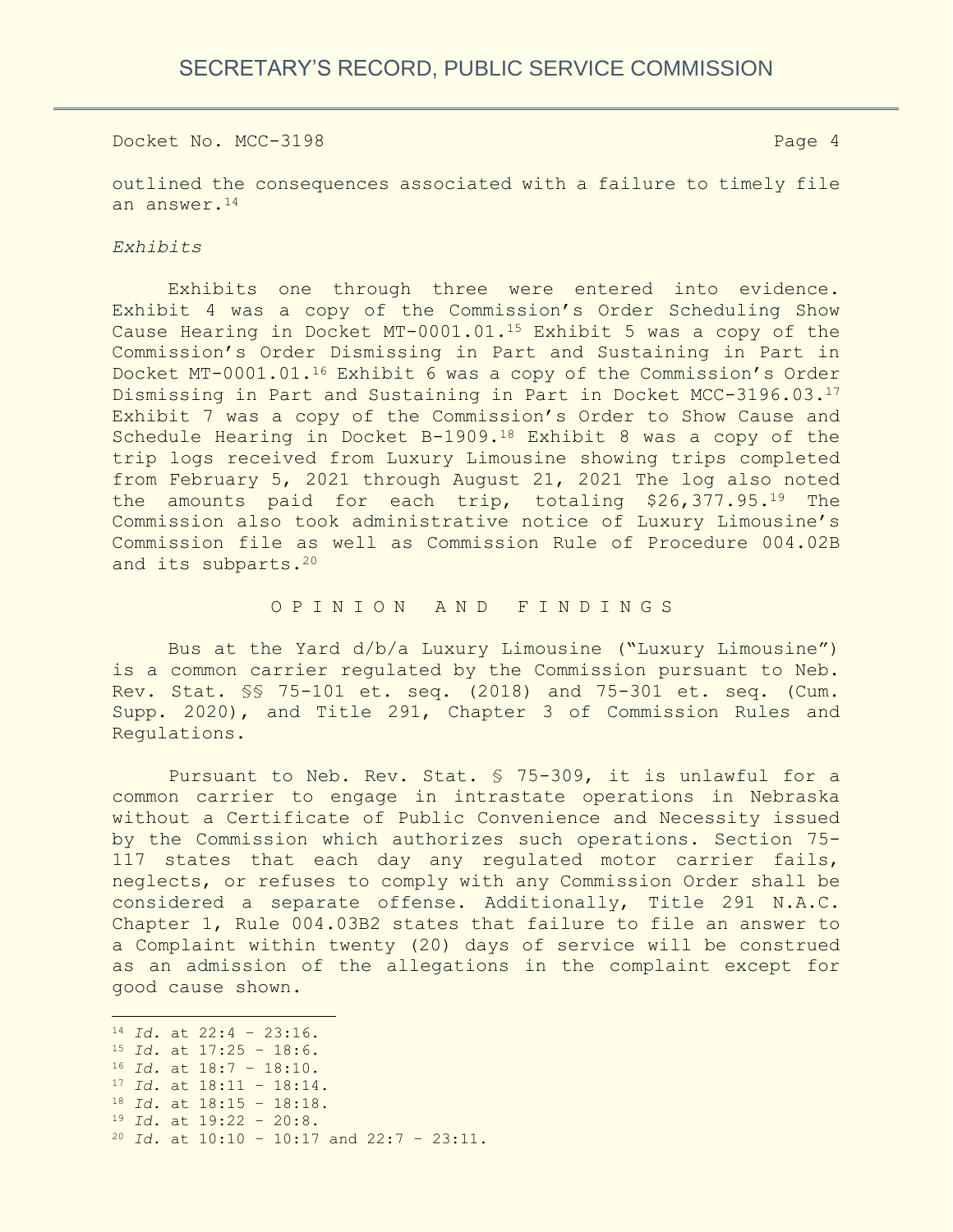outlined the consequences associated with a failure to timely file an answer.[14]

*Exhibits*

Exhibits one through three were entered into evidence. Exhibit 4 was a copy of the Commission's Order Scheduling Show Cause Hearing in Docket MT-0001.01.[15] Exhibit 5 was a copy of the Commission's Order Dismissing in Part and Sustaining in Part in Docket MT-0001.01.[16] Exhibit 6 was a copy of the Commission's Order Dismissing in Part and Sustaining in Part in Docket MCC-3196.03.[17] Exhibit 7 was a copy of the Commission's Order to Show Cause and Schedule Hearing in Docket B-1909.[18] Exhibit 8 was a copy of the trip logs received from Luxury Limousine showing trips completed from February 5, 2021 through August 21, 2021 The log also noted the amounts paid for each trip, totaling $26,377.95.[19] The Commission also took administrative notice of Luxury Limousine's Commission file as well as Commission Rule of Procedure 004.02B and its subparts.[20]

## O P I N I O N   A N D   F I N D I N G S

Bus at the Yard d/b/a Luxury Limousine ("Luxury Limousine") is a common carrier regulated by the Commission pursuant to Neb. Rev. Stat. §§ 75-101 et. seq. (2018) and 75-301 et. seq. (Cum. Supp. 2020), and Title 291, Chapter 3 of Commission Rules and Regulations.

Pursuant to Neb. Rev. Stat. § 75-309, it is unlawful for a common carrier to engage in intrastate operations in Nebraska without a Certificate of Public Convenience and Necessity issued by the Commission which authorizes such operations. Section 75-117 states that each day any regulated motor carrier fails, neglects, or refuses to comply with any Commission Order shall be considered a separate offense. Additionally, Title 291 N.A.C. Chapter 1, Rule 004.03B2 states that failure to file an answer to a Complaint within twenty (20) days of service will be construed as an admission of the allegations in the complaint except for good cause shown.

---

[14] *Id.* at 22:4 – 23:16.
[15] *Id.* at 17:25 – 18:6.
[16] *Id.* at 18:7 – 18:10.
[17] *Id.* at 18:11 – 18:14.
[18] *Id.* at 18:15 – 18:18.
[19] *Id.* at 19:22 – 20:8.
[20] *Id.* at 10:10 – 10:17 and 22:7 – 23:11.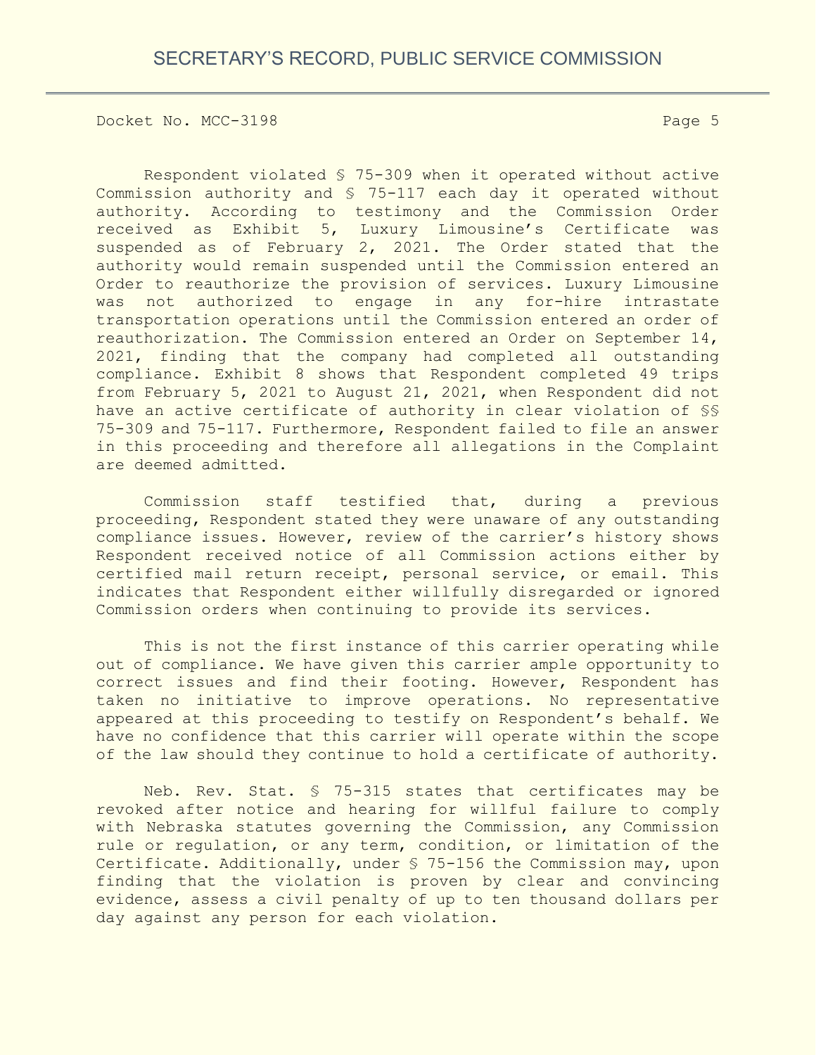Respondent violated § 75-309 when it operated without active Commission authority and § 75-117 each day it operated without authority. According to testimony and the Commission Order received as Exhibit 5, Luxury Limousine's Certificate was suspended as of February 2, 2021. The Order stated that the authority would remain suspended until the Commission entered an Order to reauthorize the provision of services. Luxury Limousine was not authorized to engage in any for-hire intrastate transportation operations until the Commission entered an order of reauthorization. The Commission entered an Order on September 14, 2021, finding that the company had completed all outstanding compliance. Exhibit 8 shows that Respondent completed 49 trips from February 5, 2021 to August 21, 2021, when Respondent did not have an active certificate of authority in clear violation of §§ 75-309 and 75-117. Furthermore, Respondent failed to file an answer in this proceeding and therefore all allegations in the Complaint are deemed admitted.

Commission staff testified that, during a previous proceeding, Respondent stated they were unaware of any outstanding compliance issues. However, review of the carrier's history shows Respondent received notice of all Commission actions either by certified mail return receipt, personal service, or email. This indicates that Respondent either willfully disregarded or ignored Commission orders when continuing to provide its services.

This is not the first instance of this carrier operating while out of compliance. We have given this carrier ample opportunity to correct issues and find their footing. However, Respondent has taken no initiative to improve operations. No representative appeared at this proceeding to testify on Respondent's behalf. We have no confidence that this carrier will operate within the scope of the law should they continue to hold a certificate of authority.

Neb. Rev. Stat. § 75-315 states that certificates may be revoked after notice and hearing for willful failure to comply with Nebraska statutes governing the Commission, any Commission rule or regulation, or any term, condition, or limitation of the Certificate. Additionally, under § 75-156 the Commission may, upon finding that the violation is proven by clear and convincing evidence, assess a civil penalty of up to ten thousand dollars per day against any person for each violation.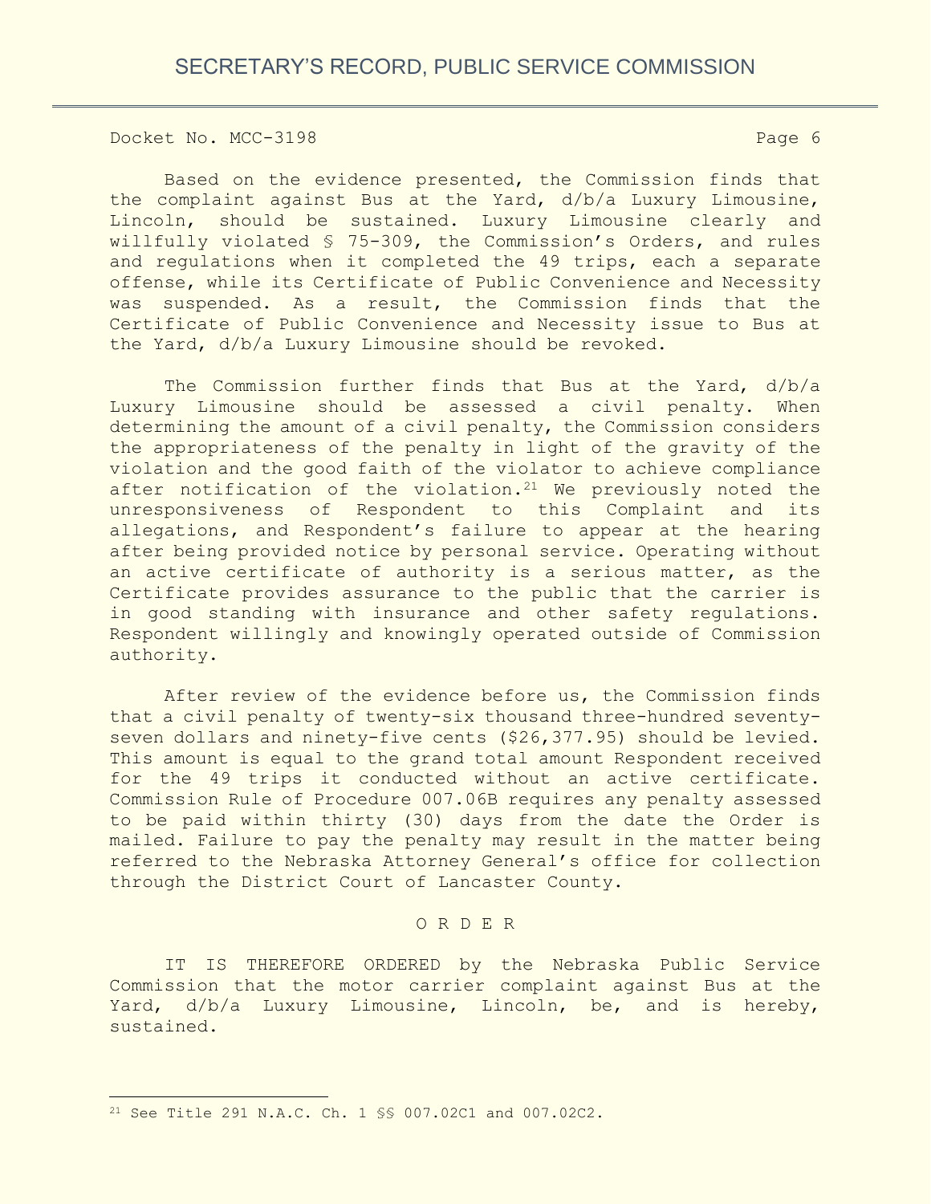Docket No. MCC-3198

Based on the evidence presented, the Commission finds that the complaint against Bus at the Yard, d/b/a Luxury Limousine, Lincoln, should be sustained. Luxury Limousine clearly and willfully violated § 75-309, the Commission's Orders, and rules and regulations when it completed the 49 trips, each a separate offense, while its Certificate of Public Convenience and Necessity was suspended. As a result, the Commission finds that the Certificate of Public Convenience and Necessity issue to Bus at the Yard, d/b/a Luxury Limousine should be revoked.

The Commission further finds that Bus at the Yard, d/b/a Luxury Limousine should be assessed a civil penalty. When determining the amount of a civil penalty, the Commission considers the appropriateness of the penalty in light of the gravity of the violation and the good faith of the violator to achieve compliance after notification of the violation.[21] We previously noted the unresponsiveness of Respondent to this Complaint and its allegations, and Respondent's failure to appear at the hearing after being provided notice by personal service. Operating without an active certificate of authority is a serious matter, as the Certificate provides assurance to the public that the carrier is in good standing with insurance and other safety regulations. Respondent willingly and knowingly operated outside of Commission authority.

After review of the evidence before us, the Commission finds that a civil penalty of twenty-six thousand three-hundred seventy-seven dollars and ninety-five cents ($26,377.95) should be levied. This amount is equal to the grand total amount Respondent received for the 49 trips it conducted without an active certificate. Commission Rule of Procedure 007.06B requires any penalty assessed to be paid within thirty (30) days from the date the Order is mailed. Failure to pay the penalty may result in the matter being referred to the Nebraska Attorney General's office for collection through the District Court of Lancaster County.

## O R D E R

IT IS THEREFORE ORDERED by the Nebraska Public Service Commission that the motor carrier complaint against Bus at the Yard, d/b/a Luxury Limousine, Lincoln, be, and is hereby, sustained.

---

[21] See Title 291 N.A.C. Ch. 1 §§ 007.02C1 and 007.02C2.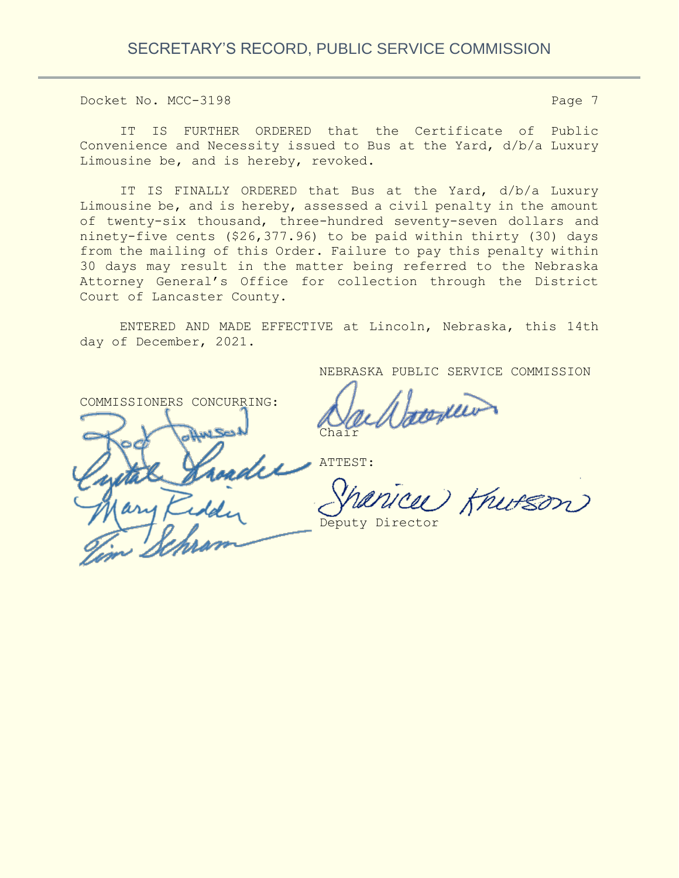Docket No. MCC-3198

IT IS FURTHER ORDERED that the Certificate of Public Convenience and Necessity issued to Bus at the Yard, d/b/a Luxury Limousine be, and is hereby, revoked.

IT IS FINALLY ORDERED that Bus at the Yard, d/b/a Luxury Limousine be, and is hereby, assessed a civil penalty in the amount of twenty-six thousand, three-hundred seventy-seven dollars and ninety-five cents ($26,377.96) to be paid within thirty (30) days from the mailing of this Order. Failure to pay this penalty within 30 days may result in the matter being referred to the Nebraska Attorney General's Office for collection through the District Court of Lancaster County.

ENTERED AND MADE EFFECTIVE at Lincoln, Nebraska, this 14th day of December, 2021.

NEBRASKA PUBLIC SERVICE COMMISSION

COMMISSIONERS CONCURRING:

Rod Johnson

Crystal Rhoades

Mary Ridder

Tim Schram

Dan Watermeier

Chair

ATTEST:

Shanicee Knutson

Deputy Director